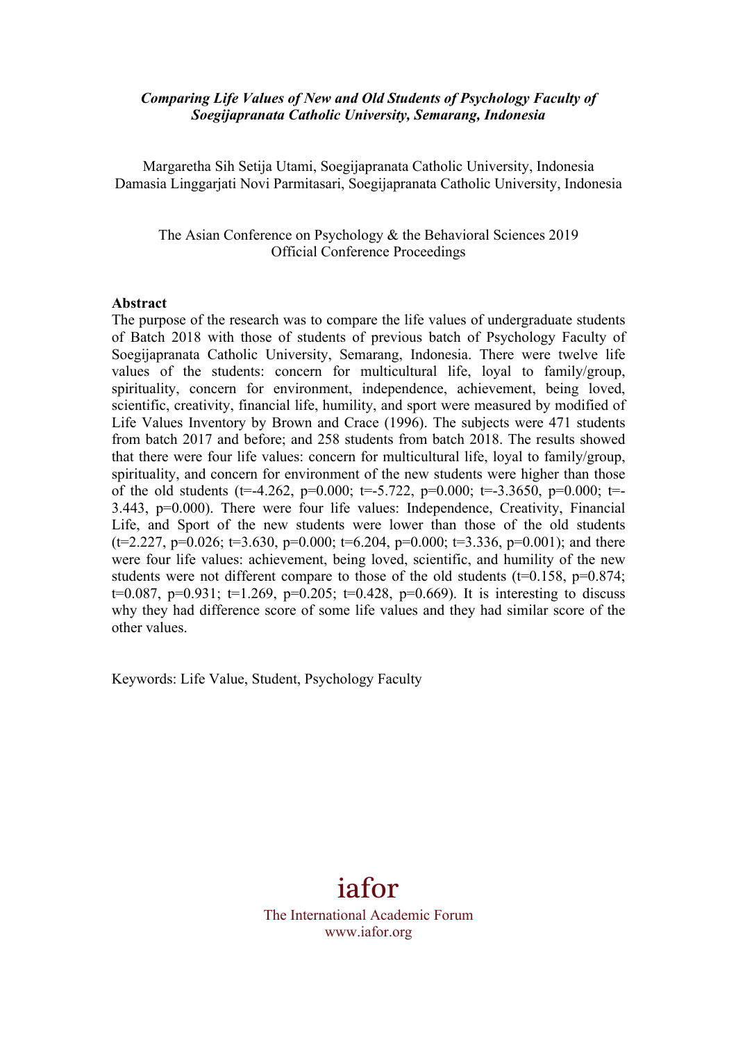***Comparing Life Values of New and Old Students of Psychology Faculty of Soegijapranata Catholic University, Semarang, Indonesia***

Margaretha Sih Setija Utami, Soegijapranata Catholic University, Indonesia
Damasia Linggarjati Novi Parmitasari, Soegijapranata Catholic University, Indonesia

The Asian Conference on Psychology & the Behavioral Sciences 2019
Official Conference Proceedings

**Abstract**

The purpose of the research was to compare the life values of undergraduate students of Batch 2018 with those of students of previous batch of Psychology Faculty of Soegijapranata Catholic University, Semarang, Indonesia. There were twelve life values of the students: concern for multicultural life, loyal to family/group, spirituality, concern for environment, independence, achievement, being loved, scientific, creativity, financial life, humility, and sport were measured by modified of Life Values Inventory by Brown and Crace (1996). The subjects were 471 students from batch 2017 and before; and 258 students from batch 2018. The results showed that there were four life values: concern for multicultural life, loyal to family/group, spirituality, and concern for environment of the new students were higher than those of the old students ($t=-4.262$, $p=0.000$; $t=-5.722$, $p=0.000$; $t=-3.3650$, $p=0.000$; $t=-3.443$, $p=0.000$). There were four life values: Independence, Creativity, Financial Life, and Sport of the new students were lower than those of the old students ($t=2.227$, $p=0.026$; $t=3.630$, $p=0.000$; $t=6.204$, $p=0.000$; $t=3.336$, $p=0.001$); and there were four life values: achievement, being loved, scientific, and humility of the new students were not different compare to those of the old students ($t=0.158$, $p=0.874$; $t=0.087$, $p=0.931$; $t=1.269$, $p=0.205$; $t=0.428$, $p=0.669$). It is interesting to discuss why they had difference score of some life values and they had similar score of the other values.

Keywords: Life Value, Student, Psychology Faculty

iafor
The International Academic Forum
www.iafor.org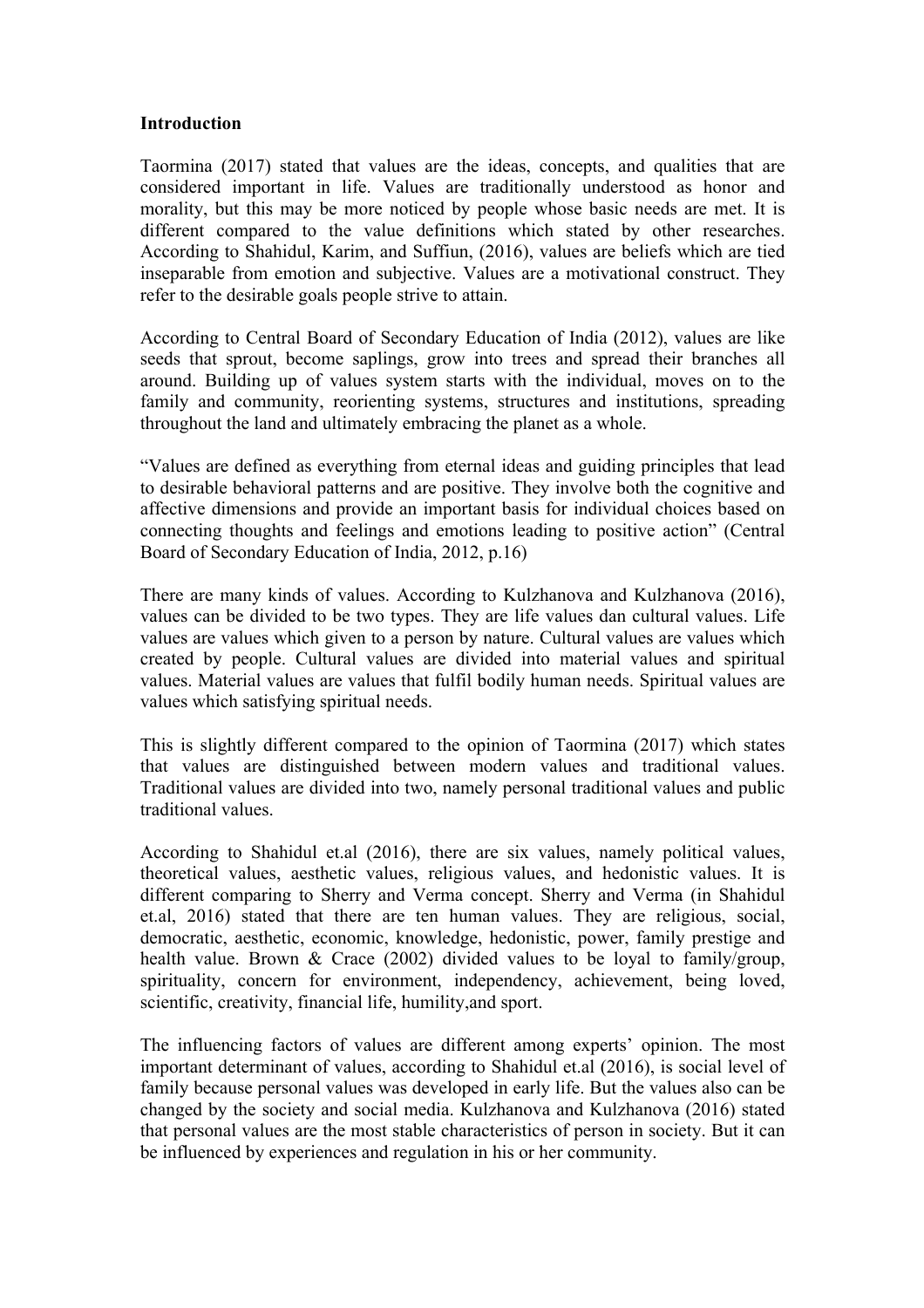**Introduction**

Taormina (2017) stated that values are the ideas, concepts, and qualities that are considered important in life. Values are traditionally understood as honor and morality, but this may be more noticed by people whose basic needs are met. It is different compared to the value definitions which stated by other researches. According to Shahidul, Karim, and Suffiun, (2016), values are beliefs which are tied inseparable from emotion and subjective. Values are a motivational construct. They refer to the desirable goals people strive to attain.

According to Central Board of Secondary Education of India (2012), values are like seeds that sprout, become saplings, grow into trees and spread their branches all around. Building up of values system starts with the individual, moves on to the family and community, reorienting systems, structures and institutions, spreading throughout the land and ultimately embracing the planet as a whole.

"Values are defined as everything from eternal ideas and guiding principles that lead to desirable behavioral patterns and are positive. They involve both the cognitive and affective dimensions and provide an important basis for individual choices based on connecting thoughts and feelings and emotions leading to positive action" (Central Board of Secondary Education of India, 2012, p.16)

There are many kinds of values. According to Kulzhanova and Kulzhanova (2016), values can be divided to be two types. They are life values dan cultural values. Life values are values which given to a person by nature. Cultural values are values which created by people. Cultural values are divided into material values and spiritual values. Material values are values that fulfil bodily human needs. Spiritual values are values which satisfying spiritual needs.

This is slightly different compared to the opinion of Taormina (2017) which states that values are distinguished between modern values and traditional values. Traditional values are divided into two, namely personal traditional values and public traditional values.

According to Shahidul et.al (2016), there are six values, namely political values, theoretical values, aesthetic values, religious values, and hedonistic values. It is different comparing to Sherry and Verma concept. Sherry and Verma (in Shahidul et.al, 2016) stated that there are ten human values. They are religious, social, democratic, aesthetic, economic, knowledge, hedonistic, power, family prestige and health value. Brown & Crace (2002) divided values to be loyal to family/group, spirituality, concern for environment, independency, achievement, being loved, scientific, creativity, financial life, humility,and sport.

The influencing factors of values are different among experts' opinion. The most important determinant of values, according to Shahidul et.al (2016), is social level of family because personal values was developed in early life. But the values also can be changed by the society and social media. Kulzhanova and Kulzhanova (2016) stated that personal values are the most stable characteristics of person in society. But it can be influenced by experiences and regulation in his or her community.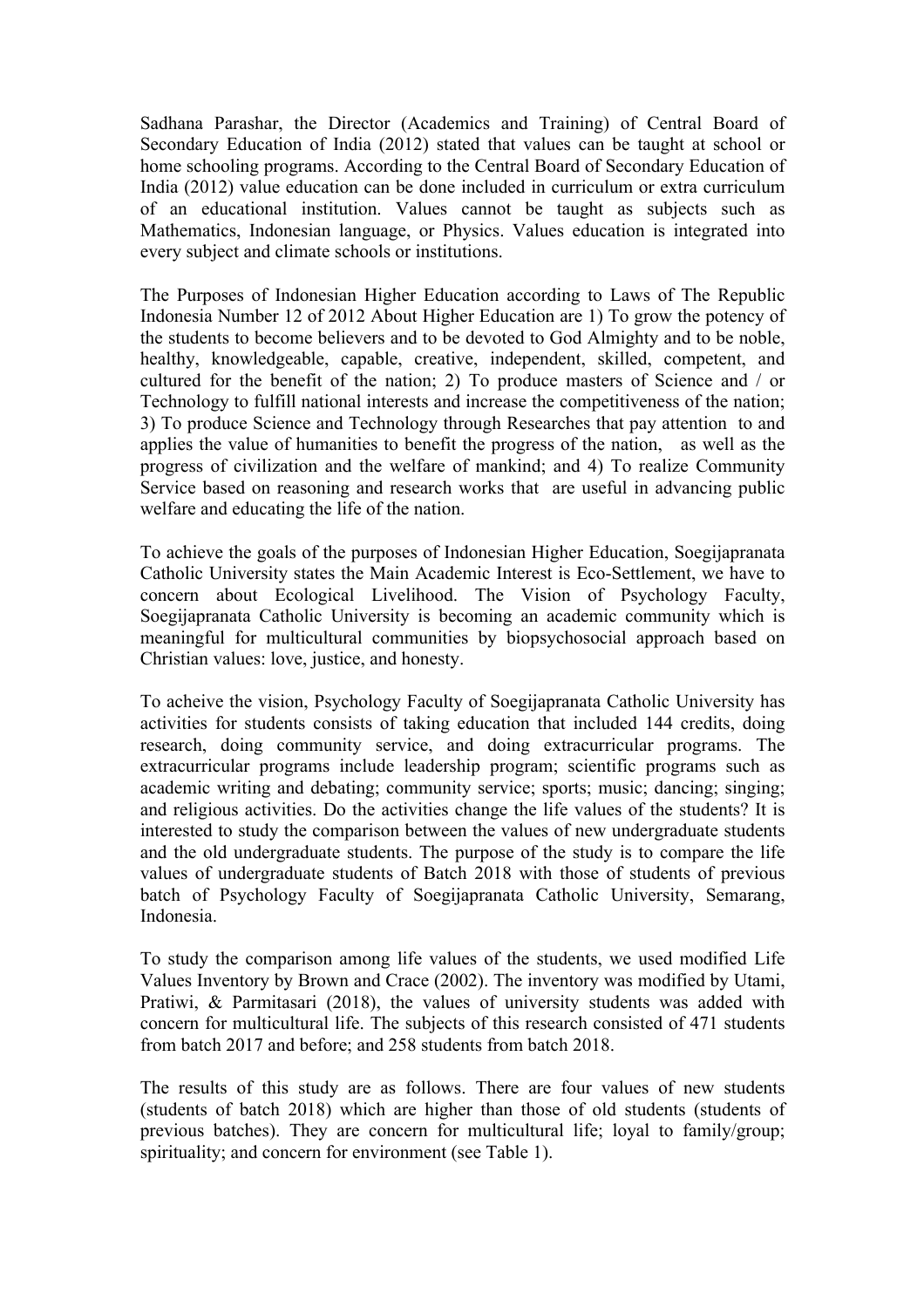Sadhana Parashar, the Director (Academics and Training) of Central Board of Secondary Education of India (2012) stated that values can be taught at school or home schooling programs. According to the Central Board of Secondary Education of India (2012) value education can be done included in curriculum or extra curriculum of an educational institution. Values cannot be taught as subjects such as Mathematics, Indonesian language, or Physics. Values education is integrated into every subject and climate schools or institutions.

The Purposes of Indonesian Higher Education according to Laws of The Republic Indonesia Number 12 of 2012 About Higher Education are 1) To grow the potency of the students to become believers and to be devoted to God Almighty and to be noble, healthy, knowledgeable, capable, creative, independent, skilled, competent, and cultured for the benefit of the nation; 2) To produce masters of Science and / or Technology to fulfill national interests and increase the competitiveness of the nation; 3) To produce Science and Technology through Researches that pay attention to and applies the value of humanities to benefit the progress of the nation, as well as the progress of civilization and the welfare of mankind; and 4) To realize Community Service based on reasoning and research works that are useful in advancing public welfare and educating the life of the nation.

To achieve the goals of the purposes of Indonesian Higher Education, Soegijapranata Catholic University states the Main Academic Interest is Eco-Settlement, we have to concern about Ecological Livelihood. The Vision of Psychology Faculty, Soegijapranata Catholic University is becoming an academic community which is meaningful for multicultural communities by biopsychosocial approach based on Christian values: love, justice, and honesty.

To acheive the vision, Psychology Faculty of Soegijapranata Catholic University has activities for students consists of taking education that included 144 credits, doing research, doing community service, and doing extracurricular programs. The extracurricular programs include leadership program; scientific programs such as academic writing and debating; community service; sports; music; dancing; singing; and religious activities. Do the activities change the life values of the students? It is interested to study the comparison between the values of new undergraduate students and the old undergraduate students. The purpose of the study is to compare the life values of undergraduate students of Batch 2018 with those of students of previous batch of Psychology Faculty of Soegijapranata Catholic University, Semarang, Indonesia.

To study the comparison among life values of the students, we used modified Life Values Inventory by Brown and Crace (2002). The inventory was modified by Utami, Pratiwi, & Parmitasari (2018), the values of university students was added with concern for multicultural life. The subjects of this research consisted of 471 students from batch 2017 and before; and 258 students from batch 2018.

The results of this study are as follows. There are four values of new students (students of batch 2018) which are higher than those of old students (students of previous batches). They are concern for multicultural life; loyal to family/group; spirituality; and concern for environment (see Table 1).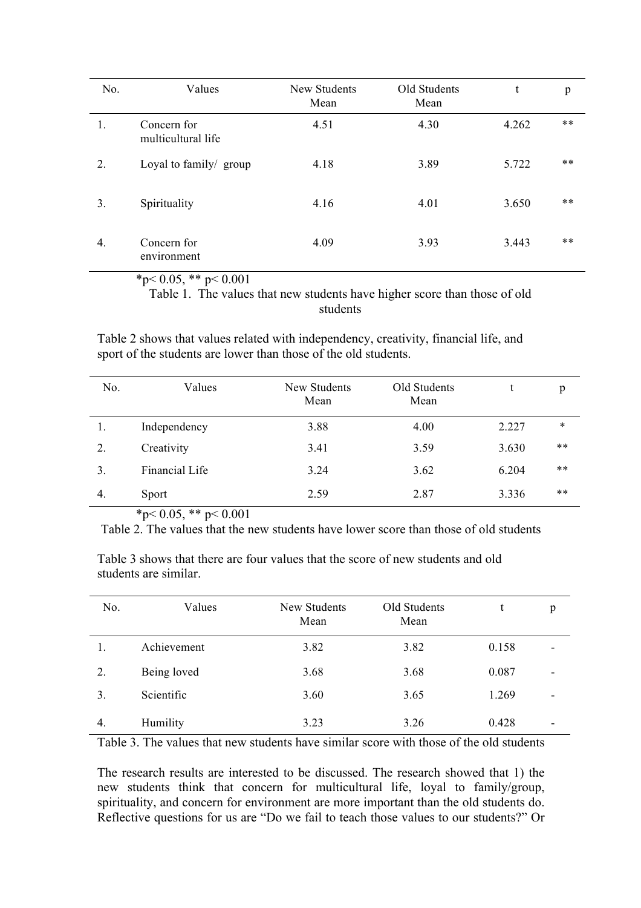| No. | Values | New Students Mean | Old Students Mean | t | p |
|---|---|---|---|---|---|
| 1. | Concern for multicultural life | 4.51 | 4.30 | 4.262 | ** |
| 2. | Loyal to family/ group | 4.18 | 3.89 | 5.722 | ** |
| 3. | Spirituality | 4.16 | 4.01 | 3.650 | ** |
| 4. | Concern for environment | 4.09 | 3.93 | 3.443 | ** |

*p< 0.05, ** p< 0.001

Table 1. The values that new students have higher score than those of old students

Table 2 shows that values related with independency, creativity, financial life, and sport of the students are lower than those of the old students.

| No. | Values | New Students Mean | Old Students Mean | t | p |
|---|---|---|---|---|---|
| 1. | Independency | 3.88 | 4.00 | 2.227 | * |
| 2. | Creativity | 3.41 | 3.59 | 3.630 | ** |
| 3. | Financial Life | 3.24 | 3.62 | 6.204 | ** |
| 4. | Sport | 2.59 | 2.87 | 3.336 | ** |

*p< 0.05, ** p< 0.001

Table 2. The values that the new students have lower score than those of old students

Table 3 shows that there are four values that the score of new students and old students are similar.

| No. | Values | New Students Mean | Old Students Mean | t | p |
|---|---|---|---|---|---|
| 1. | Achievement | 3.82 | 3.82 | 0.158 | - |
| 2. | Being loved | 3.68 | 3.68 | 0.087 | - |
| 3. | Scientific | 3.60 | 3.65 | 1.269 | - |
| 4. | Humility | 3.23 | 3.26 | 0.428 | - |

Table 3. The values that new students have similar score with those of the old students

The research results are interested to be discussed. The research showed that 1) the new students think that concern for multicultural life, loyal to family/group, spirituality, and concern for environment are more important than the old students do. Reflective questions for us are "Do we fail to teach those values to our students?" Or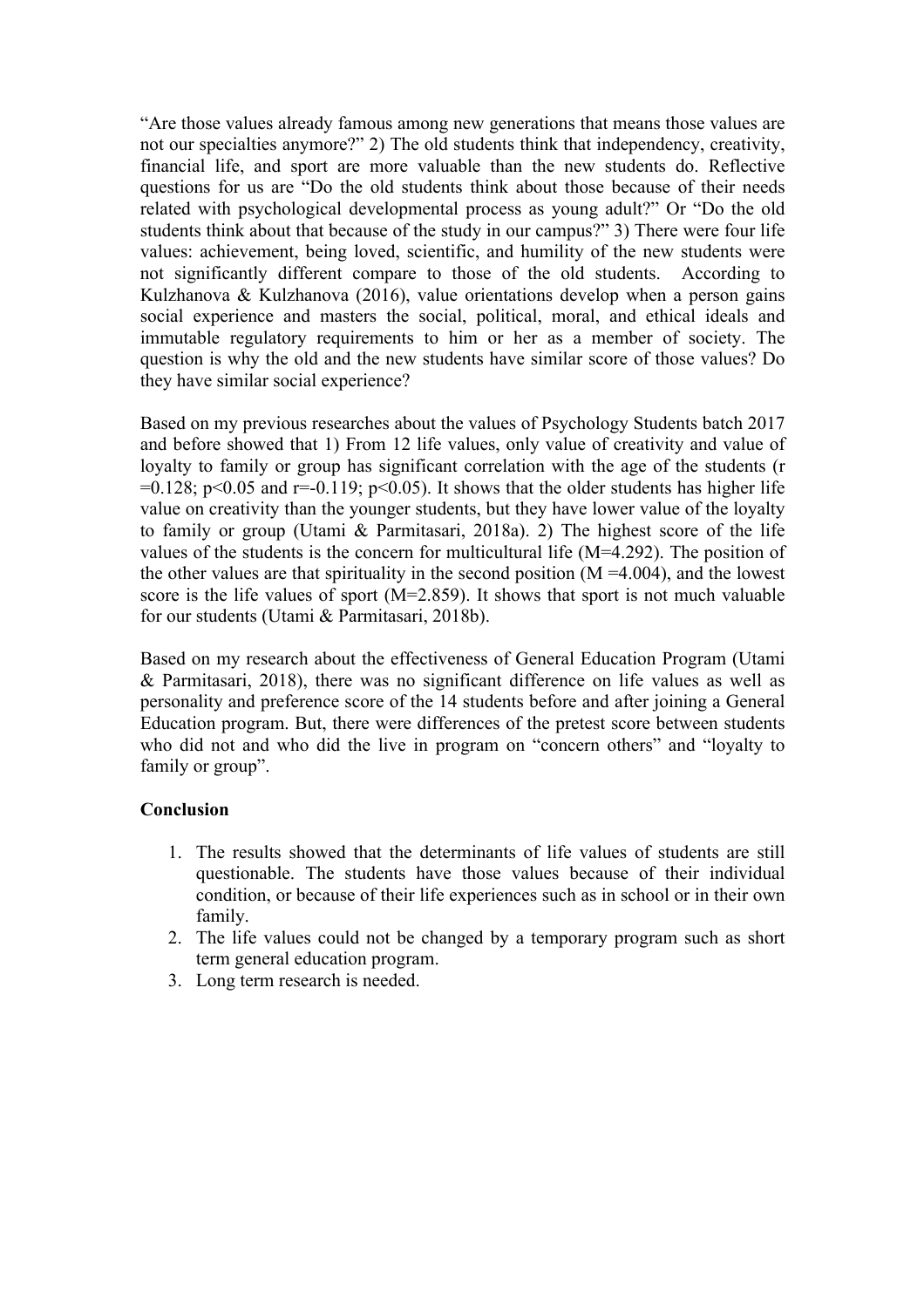"Are those values already famous among new generations that means those values are not our specialties anymore?" 2) The old students think that independency, creativity, financial life, and sport are more valuable than the new students do. Reflective questions for us are "Do the old students think about those because of their needs related with psychological developmental process as young adult?" Or "Do the old students think about that because of the study in our campus?" 3) There were four life values: achievement, being loved, scientific, and humility of the new students were not significantly different compare to those of the old students. According to Kulzhanova & Kulzhanova (2016), value orientations develop when a person gains social experience and masters the social, political, moral, and ethical ideals and immutable regulatory requirements to him or her as a member of society. The question is why the old and the new students have similar score of those values? Do they have similar social experience?

Based on my previous researches about the values of Psychology Students batch 2017 and before showed that 1) From 12 life values, only value of creativity and value of loyalty to family or group has significant correlation with the age of the students ($r = 0.128$; $p<0.05$ and $r=-0.119$; $p<0.05$). It shows that the older students has higher life value on creativity than the younger students, but they have lower value of the loyalty to family or group (Utami & Parmitasari, 2018a). 2) The highest score of the life values of the students is the concern for multicultural life ($M=4.292$). The position of the other values are that spirituality in the second position ($M = 4.004$), and the lowest score is the life values of sport ($M=2.859$). It shows that sport is not much valuable for our students (Utami & Parmitasari, 2018b).

Based on my research about the effectiveness of General Education Program (Utami & Parmitasari, 2018), there was no significant difference on life values as well as personality and preference score of the 14 students before and after joining a General Education program. But, there were differences of the pretest score between students who did not and who did the live in program on "concern others" and "loyalty to family or group".

**Conclusion**

1. The results showed that the determinants of life values of students are still questionable. The students have those values because of their individual condition, or because of their life experiences such as in school or in their own family.
2. The life values could not be changed by a temporary program such as short term general education program.
3. Long term research is needed.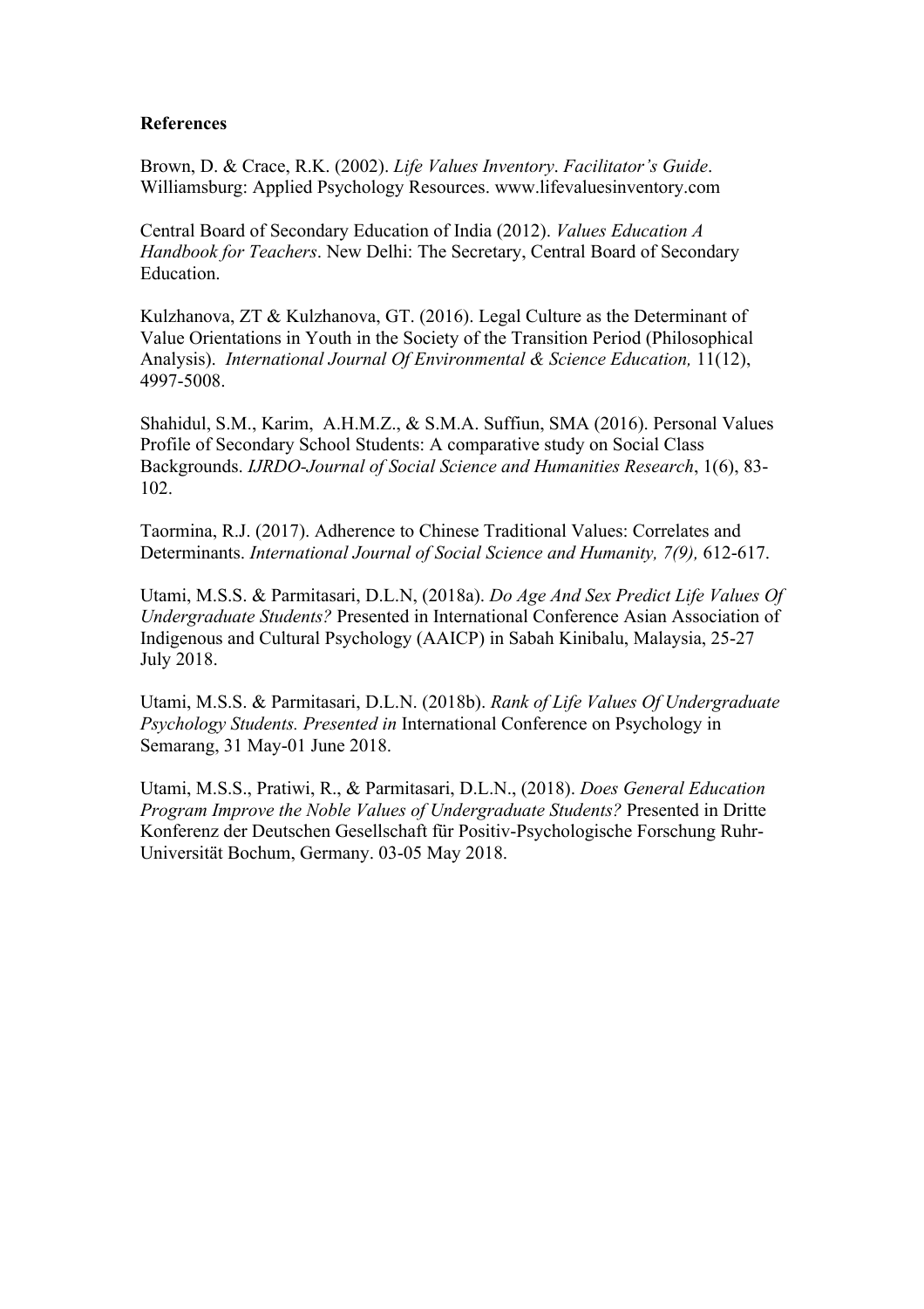**References**

Brown, D. & Crace, R.K. (2002). *Life Values Inventory*. *Facilitator's Guide*. Williamsburg: Applied Psychology Resources. www.lifevaluesinventory.com

Central Board of Secondary Education of India (2012). *Values Education A Handbook for Teachers*. New Delhi: The Secretary, Central Board of Secondary Education.

Kulzhanova, ZT & Kulzhanova, GT. (2016). Legal Culture as the Determinant of Value Orientations in Youth in the Society of the Transition Period (Philosophical Analysis). *International Journal Of Environmental & Science Education,* 11(12), 4997-5008.

Shahidul, S.M., Karim, A.H.M.Z., & S.M.A. Suffiun, SMA (2016). Personal Values Profile of Secondary School Students: A comparative study on Social Class Backgrounds. *IJRDO-Journal of Social Science and Humanities Research*, 1(6), 83-102.

Taormina, R.J. (2017). Adherence to Chinese Traditional Values: Correlates and Determinants. *International Journal of Social Science and Humanity, 7(9),* 612-617.

Utami, M.S.S. & Parmitasari, D.L.N, (2018a). *Do Age And Sex Predict Life Values Of Undergraduate Students?* Presented in International Conference Asian Association of Indigenous and Cultural Psychology (AAICP) in Sabah Kinibalu, Malaysia, 25-27 July 2018.

Utami, M.S.S. & Parmitasari, D.L.N. (2018b). *Rank of Life Values Of Undergraduate Psychology Students. Presented in* International Conference on Psychology in Semarang, 31 May-01 June 2018.

Utami, M.S.S., Pratiwi, R., & Parmitasari, D.L.N., (2018). *Does General Education Program Improve the Noble Values of Undergraduate Students?* Presented in Dritte Konferenz der Deutschen Gesellschaft für Positiv-Psychologische Forschung Ruhr-Universität Bochum, Germany. 03-05 May 2018.